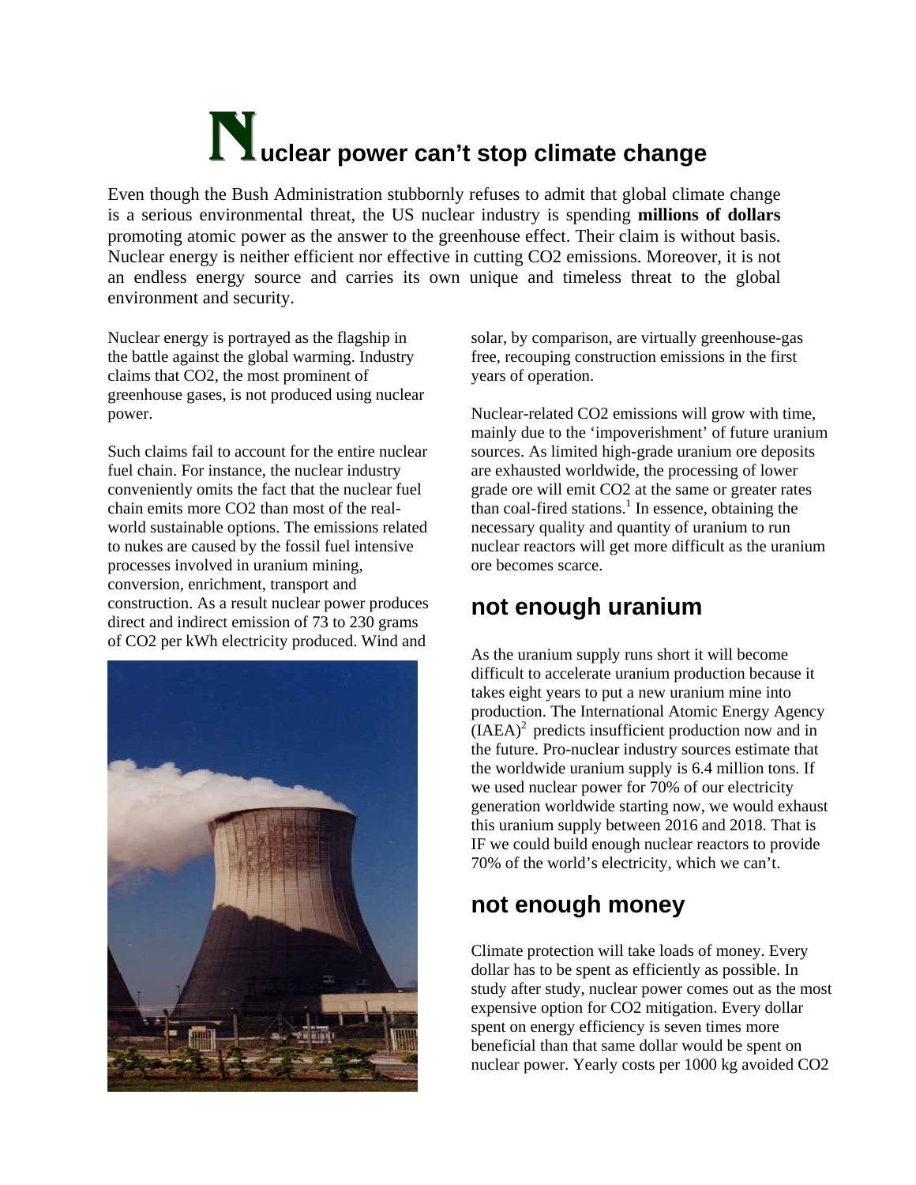# Nuclear power can't stop climate change

Even though the Bush Administration stubbornly refuses to admit that global climate change is a serious environmental threat, the US nuclear industry is spending **millions of dollars** promoting atomic power as the answer to the greenhouse effect. Their claim is without basis. Nuclear energy is neither efficient nor effective in cutting CO2 emissions. Moreover, it is not an endless energy source and carries its own unique and timeless threat to the global environment and security.

Nuclear energy is portrayed as the flagship in the battle against the global warming. Industry claims that CO2, the most prominent of greenhouse gases, is not produced using nuclear power.

Such claims fail to account for the entire nuclear fuel chain. For instance, the nuclear industry conveniently omits the fact that the nuclear fuel chain emits more CO2 than most of the real-world sustainable options. The emissions related to nukes are caused by the fossil fuel intensive processes involved in uranium mining, conversion, enrichment, transport and construction. As a result nuclear power produces direct and indirect emission of 73 to 230 grams of CO2 per kWh electricity produced. Wind and solar, by comparison, are virtually greenhouse-gas free, recouping construction emissions in the first years of operation.

Nuclear-related CO2 emissions will grow with time, mainly due to the 'impoverishment' of future uranium sources. As limited high-grade uranium ore deposits are exhausted worldwide, the processing of lower grade ore will emit CO2 at the same or greater rates than coal-fired stations.[1] In essence, obtaining the necessary quality and quantity of uranium to run nuclear reactors will get more difficult as the uranium ore becomes scarce.

## not enough uranium

As the uranium supply runs short it will become difficult to accelerate uranium production because it takes eight years to put a new uranium mine into production. The International Atomic Energy Agency (IAEA)[2] predicts insufficient production now and in the future. Pro-nuclear industry sources estimate that the worldwide uranium supply is 6.4 million tons. If we used nuclear power for 70% of our electricity generation worldwide starting now, we would exhaust this uranium supply between 2016 and 2018. That is IF we could build enough nuclear reactors to provide 70% of the world's electricity, which we can't.

## not enough money

Climate protection will take loads of money. Every dollar has to be spent as efficiently as possible. In study after study, nuclear power comes out as the most expensive option for CO2 mitigation. Every dollar spent on energy efficiency is seven times more beneficial than that same dollar would be spent on nuclear power. Yearly costs per 1000 kg avoided CO2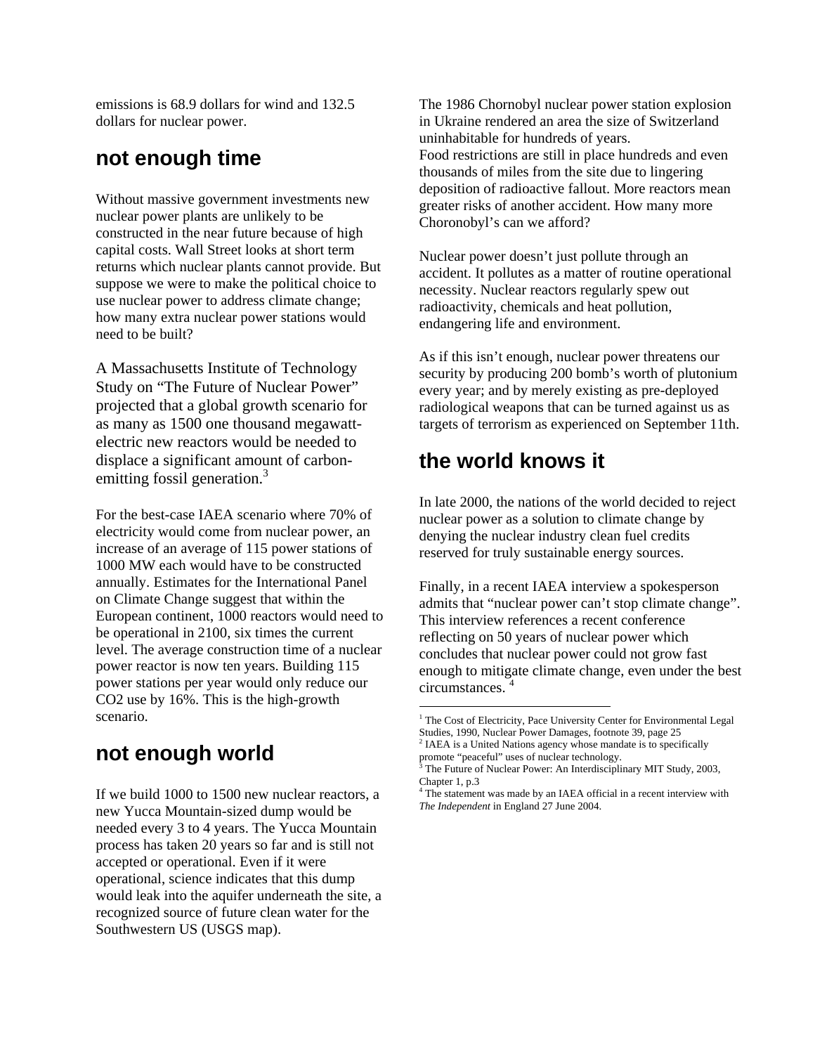emissions is 68.9 dollars for wind and 132.5 dollars for nuclear power.

## not enough time

Without massive government investments new nuclear power plants are unlikely to be constructed in the near future because of high capital costs. Wall Street looks at short term returns which nuclear plants cannot provide. But suppose we were to make the political choice to use nuclear power to address climate change; how many extra nuclear power stations would need to be built?

A Massachusetts Institute of Technology Study on "The Future of Nuclear Power" projected that a global growth scenario for as many as 1500 one thousand megawatt-electric new reactors would be needed to displace a significant amount of carbon-emitting fossil generation.[3]

For the best-case IAEA scenario where 70% of electricity would come from nuclear power, an increase of an average of 115 power stations of 1000 MW each would have to be constructed annually. Estimates for the International Panel on Climate Change suggest that within the European continent, 1000 reactors would need to be operational in 2100, six times the current level. The average construction time of a nuclear power reactor is now ten years. Building 115 power stations per year would only reduce our CO2 use by 16%. This is the high-growth scenario.

## not enough world

If we build 1000 to 1500 new nuclear reactors, a new Yucca Mountain-sized dump would be needed every 3 to 4 years. The Yucca Mountain process has taken 20 years so far and is still not accepted or operational. Even if it were operational, science indicates that this dump would leak into the aquifer underneath the site, a recognized source of future clean water for the Southwestern US (USGS map).

The 1986 Chornobyl nuclear power station explosion in Ukraine rendered an area the size of Switzerland uninhabitable for hundreds of years.
Food restrictions are still in place hundreds and even thousands of miles from the site due to lingering deposition of radioactive fallout. More reactors mean greater risks of another accident. How many more Choronobyl's can we afford?

Nuclear power doesn't just pollute through an accident. It pollutes as a matter of routine operational necessity. Nuclear reactors regularly spew out radioactivity, chemicals and heat pollution, endangering life and environment.

As if this isn't enough, nuclear power threatens our security by producing 200 bomb's worth of plutonium every year; and by merely existing as pre-deployed radiological weapons that can be turned against us as targets of terrorism as experienced on September 11th.

## the world knows it

In late 2000, the nations of the world decided to reject nuclear power as a solution to climate change by denying the nuclear industry clean fuel credits reserved for truly sustainable energy sources.

Finally, in a recent IAEA interview a spokesperson admits that "nuclear power can't stop climate change". This interview references a recent conference reflecting on 50 years of nuclear power which concludes that nuclear power could not grow fast enough to mitigate climate change, even under the best circumstances.[4]

---

[1] The Cost of Electricity, Pace University Center for Environmental Legal Studies, 1990, Nuclear Power Damages, footnote 39, page 25

[2] IAEA is a United Nations agency whose mandate is to specifically promote "peaceful" uses of nuclear technology.

[3] The Future of Nuclear Power: An Interdisciplinary MIT Study, 2003, Chapter 1, p.3

[4] The statement was made by an IAEA official in a recent interview with *The Independent* in England 27 June 2004.